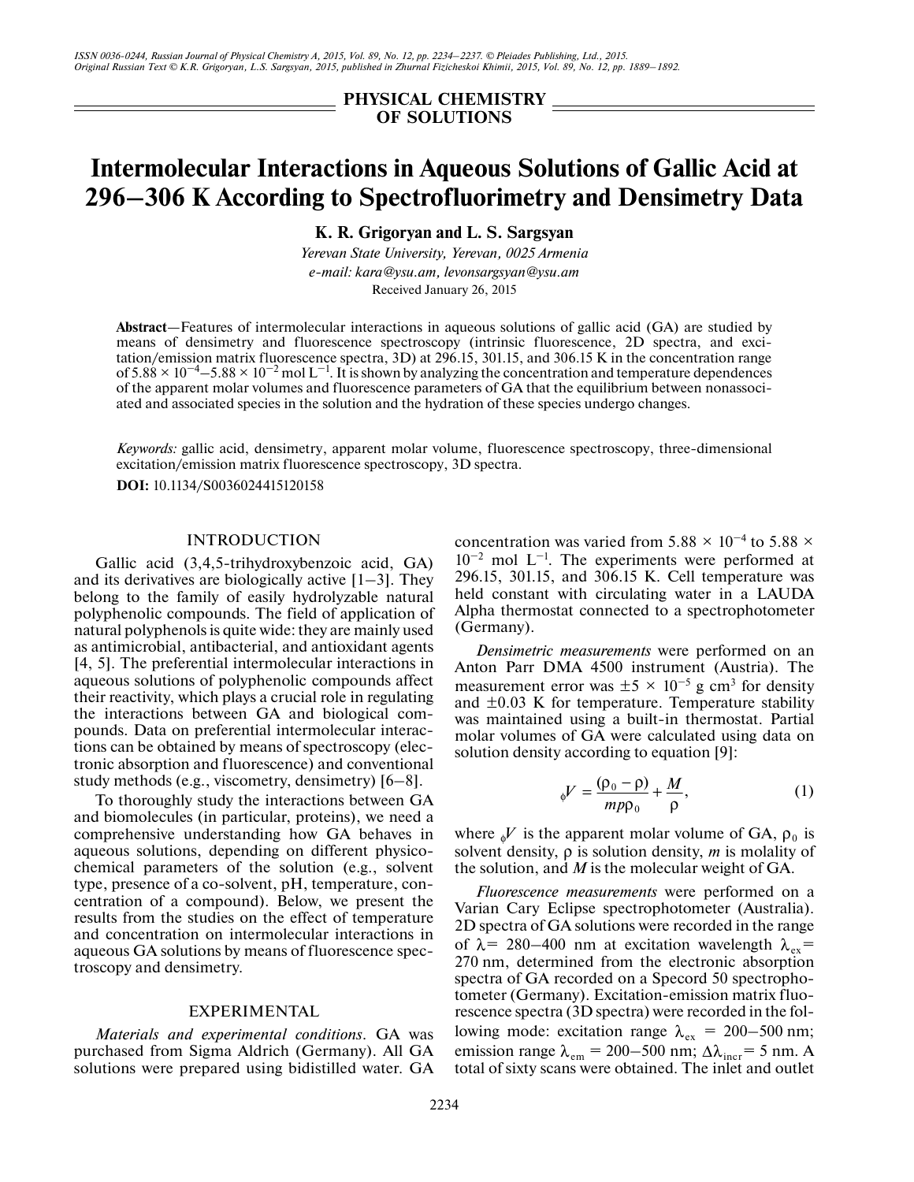## PHYSICAL CHEMISTRY OF SOLUTIONS

# Intermolecular Interactions in Aqueous Solutions of Gallic Acid at 296–306 K According to Spectrofluorimetry and Densimetry Data

**K. R. Grigoryan and L. S. Sargsyan**

*Yerevan State University, Yerevan, 0025 Armenia*
*e-mail: kara@ysu.am, levonsargsyan@ysu.am*
Received January 26, 2015

**Abstract**—Features of intermolecular interactions in aqueous solutions of gallic acid (GA) are studied by means of densimetry and fluorescence spectroscopy (intrinsic fluorescence, 2D spectra, and excitation/emission matrix fluorescence spectra, 3D) at 296.15, 301.15, and 306.15 K in the concentration range of $5.88 \times 10^{-4}$–$5.88 \times 10^{-2}$ mol $L^{-1}$. It is shown by analyzing the concentration and temperature dependences of the apparent molar volumes and fluorescence parameters of GA that the equilibrium between nonassociated and associated species in the solution and the hydration of these species undergo changes.

*Keywords:* gallic acid, densimetry, apparent molar volume, fluorescence spectroscopy, three-dimensional excitation/emission matrix fluorescence spectroscopy, 3D spectra.

**DOI:** 10.1134/S0036024415120158

## INTRODUCTION

Gallic acid (3,4,5-trihydroxybenzoic acid, GA) and its derivatives are biologically active [1–3]. They belong to the family of easily hydrolyzable natural polyphenolic compounds. The field of application of natural polyphenols is quite wide: they are mainly used as antimicrobial, antibacterial, and antioxidant agents [4, 5]. The preferential intermolecular interactions in aqueous solutions of polyphenolic compounds affect their reactivity, which plays a crucial role in regulating the interactions between GA and biological compounds. Data on preferential intermolecular interactions can be obtained by means of spectroscopy (electronic absorption and fluorescence) and conventional study methods (e.g., viscometry, densimetry) [6–8].

To thoroughly study the interactions between GA and biomolecules (in particular, proteins), we need a comprehensive understanding how GA behaves in aqueous solutions, depending on different physicochemical parameters of the solution (e.g., solvent type, presence of a co-solvent, pH, temperature, concentration of a compound). Below, we present the results from the studies on the effect of temperature and concentration on intermolecular interactions in aqueous GA solutions by means of fluorescence spectroscopy and densimetry.

## EXPERIMENTAL

*Materials and experimental conditions*. GA was purchased from Sigma Aldrich (Germany). All GA solutions were prepared using bidistilled water. GA concentration was varied from $5.88 \times 10^{-4}$ to $5.88 \times 10^{-2}$ mol $L^{-1}$. The experiments were performed at 296.15, 301.15, and 306.15 K. Cell temperature was held constant with circulating water in a LAUDA Alpha thermostat connected to a spectrophotometer (Germany).

*Densimetric measurements* were performed on an Anton Parr DMA 4500 instrument (Austria). The measurement error was $\pm 5 \times 10^{-5}$ g $cm^3$ for density and $\pm 0.03$ K for temperature. Temperature stability was maintained using a built-in thermostat. Partial molar volumes of GA were calculated using data on solution density according to equation [9]:

$$ {}_{\phi}V = \frac{(\rho_0 - \rho)}{m\rho\rho_0} + \frac{M}{\rho}, \tag{1} $$

where ${}_{\phi}V$ is the apparent molar volume of GA, $\rho_0$ is solvent density, $\rho$ is solution density, $m$ is molality of the solution, and $M$ is the molecular weight of GA.

*Fluorescence measurements* were performed on a Varian Cary Eclipse spectrophotometer (Australia). 2D spectra of GA solutions were recorded in the range of $\lambda$ = 280–400 nm at excitation wavelength $\lambda_{ex}$ = 270 nm, determined from the electronic absorption spectra of GA recorded on a Specord 50 spectrophotometer (Germany). Excitation-emission matrix fluorescence spectra (3D spectra) were recorded in the following mode: excitation range $\lambda_{ex}$ = 200–500 nm; emission range $\lambda_{em}$ = 200–500 nm; $\Delta\lambda_{incr}$ = 5 nm. A total of sixty scans were obtained. The inlet and outlet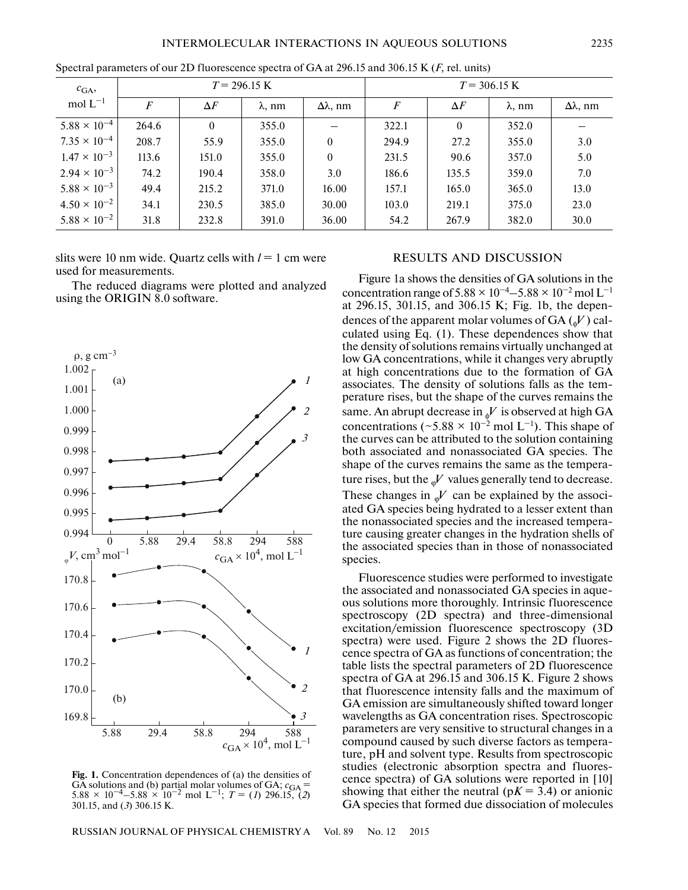Spectral parameters of our 2D fluorescence spectra of GA at 296.15 and 306.15 K ($F$, rel. units)

| $c_{GA}$, mol L$^{-1}$ | $T$ = 296.15 K | | | | $T$ = 306.15 K | | | |
|---|---|---|---|---|---|---|---|---|
| | $F$ | $\Delta F$ | $\lambda$, nm | $\Delta\lambda$, nm | $F$ | $\Delta F$ | $\lambda$, nm | $\Delta\lambda$, nm |
| $5.88 \times 10^{-4}$ | 264.6 | 0 | 355.0 | – | 322.1 | 0 | 352.0 | – |
| $7.35 \times 10^{-4}$ | 208.7 | 55.9 | 355.0 | 0 | 294.9 | 27.2 | 355.0 | 3.0 |
| $1.47 \times 10^{-3}$ | 113.6 | 151.0 | 355.0 | 0 | 231.5 | 90.6 | 357.0 | 5.0 |
| $2.94 \times 10^{-3}$ | 74.2 | 190.4 | 358.0 | 3.0 | 186.6 | 135.5 | 359.0 | 7.0 |
| $5.88 \times 10^{-3}$ | 49.4 | 215.2 | 371.0 | 16.00 | 157.1 | 165.0 | 365.0 | 13.0 |
| $4.50 \times 10^{-2}$ | 34.1 | 230.5 | 385.0 | 30.00 | 103.0 | 219.1 | 375.0 | 23.0 |
| $5.88 \times 10^{-2}$ | 31.8 | 232.8 | 391.0 | 36.00 | 54.2 | 267.9 | 382.0 | 30.0 |

slits were 10 nm wide. Quartz cells with $l = 1$ cm were used for measurements.

The reduced diagrams were plotted and analyzed using the ORIGIN 8.0 software.

**Fig. 1.** Concentration dependences of (a) the densities of GA solutions and (b) partial molar volumes of GA; $c_{GA} = 5.88 \times 10^{-4}$–$5.88 \times 10^{-2}$ mol L$^{-1}$; $T$ = (*1*) 296.15, (*2*) 301.15, and (*3*) 306.15 K.

## RESULTS AND DISCUSSION

Figure 1a shows the densities of GA solutions in the concentration range of $5.88 \times 10^{-4}$–$5.88 \times 10^{-2}$ mol L$^{-1}$ at 296.15, 301.15, and 306.15 K; Fig. 1b, the dependences of the apparent molar volumes of GA ($_{\phi}V$) calculated using Eq. (1). These dependences show that the density of solutions remains virtually unchanged at low GA concentrations, while it changes very abruptly at high concentrations due to the formation of GA associates. The density of solutions falls as the temperature rises, but the shape of the curves remains the same. An abrupt decrease in $_{\phi}V$ is observed at high GA concentrations (~$5.88 \times 10^{-2}$ mol L$^{-1}$). This shape of the curves can be attributed to the solution containing both associated and nonassociated GA species. The shape of the curves remains the same as the temperature rises, but the $_{\varphi}V$ values generally tend to decrease. These changes in $_{\varphi}V$ can be explained by the associated GA species being hydrated to a lesser extent than the nonassociated species and the increased temperature causing greater changes in the hydration shells of the associated species than in those of nonassociated species.

Fluorescence studies were performed to investigate the associated and nonassociated GA species in aqueous solutions more thoroughly. Intrinsic fluorescence spectroscopy (2D spectra) and three-dimensional excitation/emission fluorescence spectroscopy (3D spectra) were used. Figure 2 shows the 2D fluorescence spectra of GA as functions of concentration; the table lists the spectral parameters of 2D fluorescence spectra of GA at 296.15 and 306.15 K. Figure 2 shows that fluorescence intensity falls and the maximum of GA emission are simultaneously shifted toward longer wavelengths as GA concentration rises. Spectroscopic parameters are very sensitive to structural changes in a compound caused by such diverse factors as temperature, pH and solvent type. Results from spectroscopic studies (electronic absorption spectra and fluorescence spectra) of GA solutions were reported in [10] showing that either the neutral ($pK = 3.4$) or anionic GA species that formed due dissociation of molecules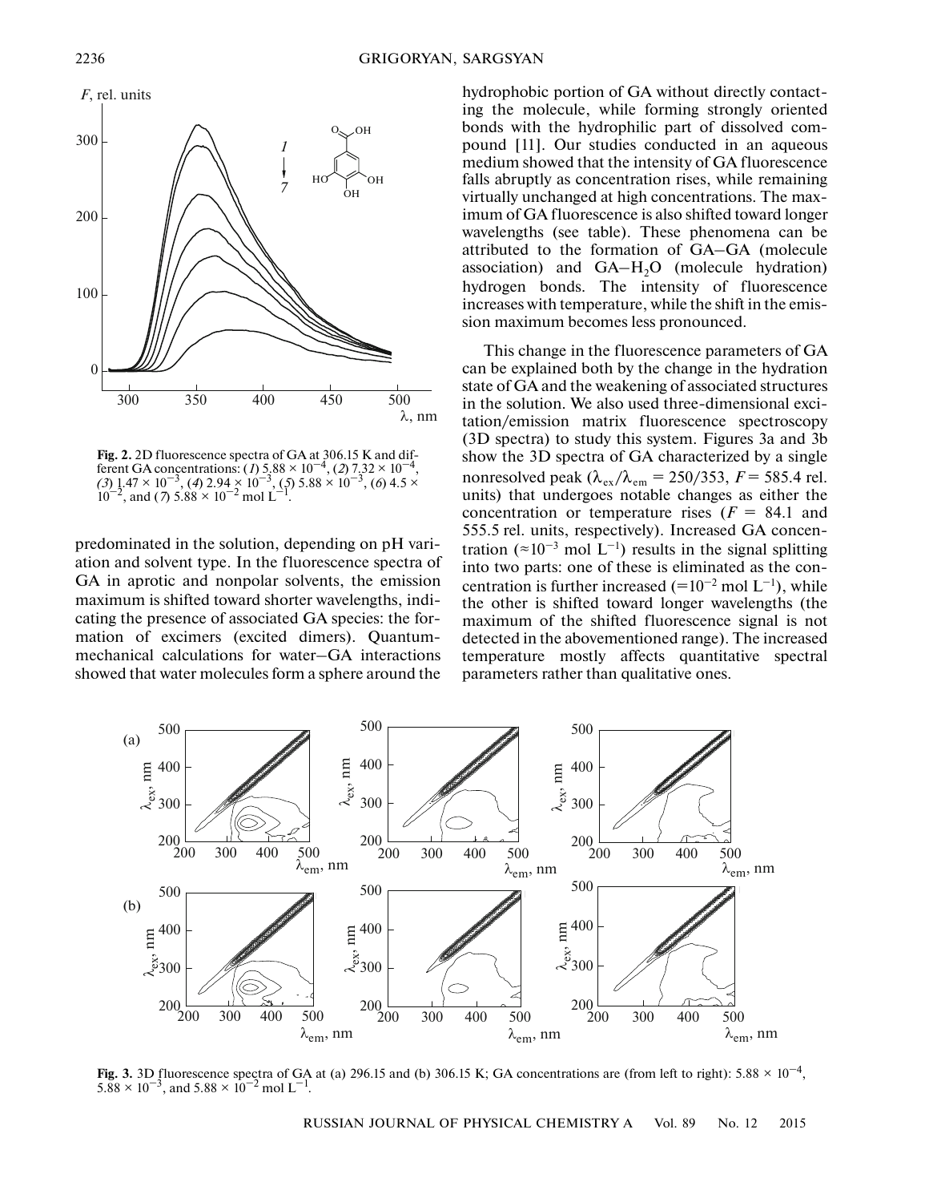Fig. 2. 2D fluorescence spectra of GA at 306.15 K and different GA concentrations: (*1*) $5.88 \times 10^{-4}$, (*2*) $7.32 \times 10^{-4}$, (*3*) $1.47 \times 10^{-3}$, (*4*) $2.94 \times 10^{-3}$, (*5*) $5.88 \times 10^{-3}$, (*6*) $4.5 \times 10^{-2}$, and (*7*) $5.88 \times 10^{-2}$ mol $L^{-1}$.

predominated in the solution, depending on pH variation and solvent type. In the fluorescence spectra of GA in aprotic and nonpolar solvents, the emission maximum is shifted toward shorter wavelengths, indicating the presence of associated GA species: the formation of excimers (excited dimers). Quantum-mechanical calculations for water–GA interactions showed that water molecules form a sphere around the hydrophobic portion of GA without directly contacting the molecule, while forming strongly oriented bonds with the hydrophilic part of dissolved compound [11]. Our studies conducted in an aqueous medium showed that the intensity of GA fluorescence falls abruptly as concentration rises, while remaining virtually unchanged at high concentrations. The maximum of GA fluorescence is also shifted toward longer wavelengths (see table). These phenomena can be attributed to the formation of GA–GA (molecule association) and GA–$H_2O$ (molecule hydration) hydrogen bonds. The intensity of fluorescence increases with temperature, while the shift in the emission maximum becomes less pronounced.

This change in the fluorescence parameters of GA can be explained both by the change in the hydration state of GA and the weakening of associated structures in the solution. We also used three-dimensional excitation/emission matrix fluorescence spectroscopy (3D spectra) to study this system. Figures 3a and 3b show the 3D spectra of GA characterized by a single nonresolved peak ($\lambda_{ex}/\lambda_{em}$ = 250/353, $F$ = 585.4 rel. units) that undergoes notable changes as either the concentration or temperature rises ($F$ = 84.1 and 555.5 rel. units, respectively). Increased GA concentration (≈$10^{-3}$ mol $L^{-1}$) results in the signal splitting into two parts: one of these is eliminated as the concentration is further increased (=$10^{-2}$ mol $L^{-1}$), while the other is shifted toward longer wavelengths (the maximum of the shifted fluorescence signal is not detected in the abovementioned range). The increased temperature mostly affects quantitative spectral parameters rather than qualitative ones.

Fig. 3. 3D fluorescence spectra of GA at (a) 296.15 and (b) 306.15 K; GA concentrations are (from left to right): $5.88 \times 10^{-4}$, $5.88 \times 10^{-3}$, and $5.88 \times 10^{-2}$ mol $L^{-1}$.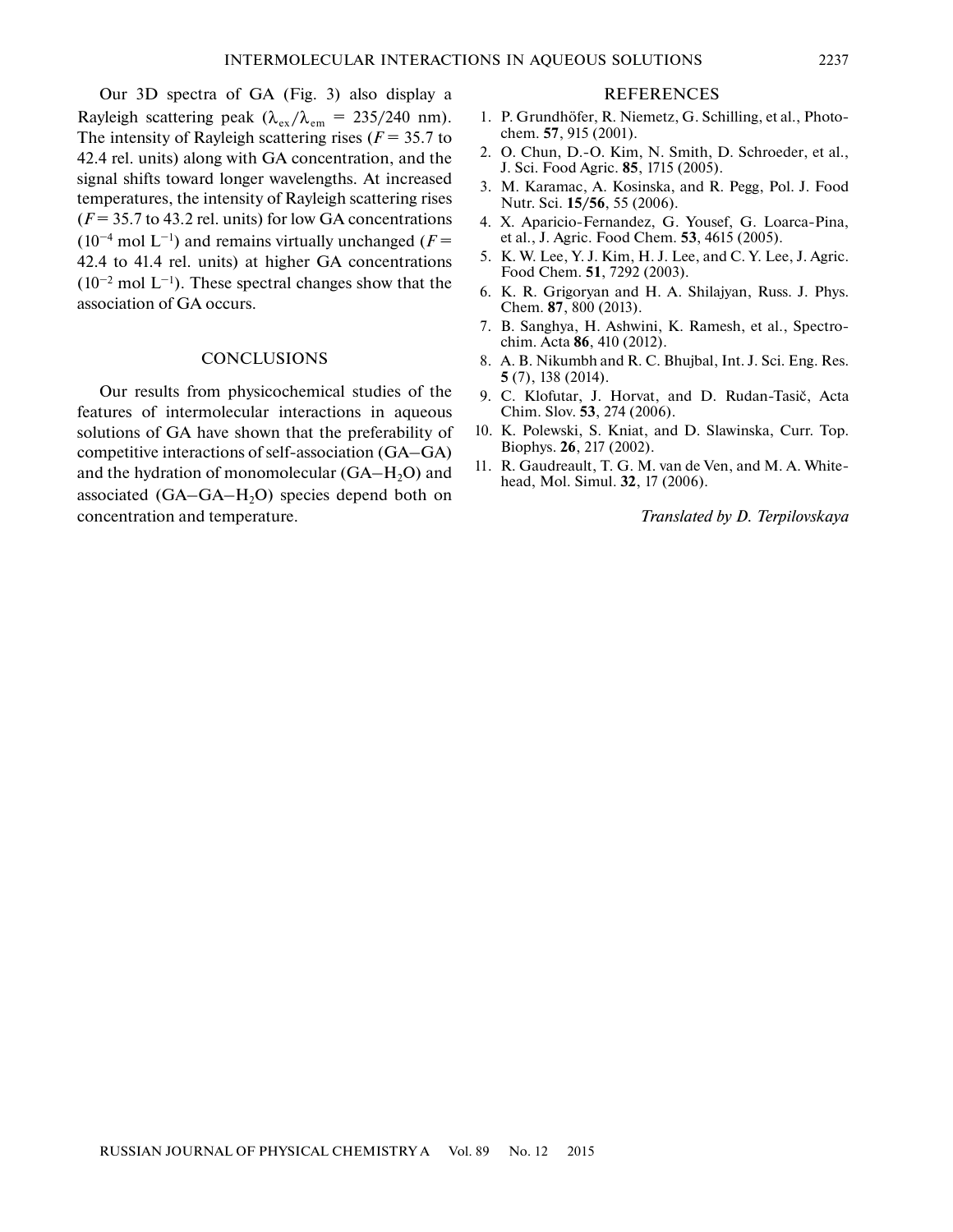Our 3D spectra of GA (Fig. 3) also display a Rayleigh scattering peak ($\lambda_{ex}/\lambda_{em}$ = 235/240 nm). The intensity of Rayleigh scattering rises ($F$ = 35.7 to 42.4 rel. units) along with GA concentration, and the signal shifts toward longer wavelengths. At increased temperatures, the intensity of Rayleigh scattering rises ($F$ = 35.7 to 43.2 rel. units) for low GA concentrations ($10^{-4}$ mol L$^{-1}$) and remains virtually unchanged ($F$ = 42.4 to 41.4 rel. units) at higher GA concentrations ($10^{-2}$ mol L$^{-1}$). These spectral changes show that the association of GA occurs.

## CONCLUSIONS

Our results from physicochemical studies of the features of intermolecular interactions in aqueous solutions of GA have shown that the preferability of competitive interactions of self-association (GA–GA) and the hydration of monomolecular (GA–$H_2O$) and associated (GA–GA–$H_2O$) species depend both on concentration and temperature.

## REFERENCES

1. P. Grundhöfer, R. Niemetz, G. Schilling, et al., Photochem. **57**, 915 (2001).
2. O. Chun, D.-O. Kim, N. Smith, D. Schroeder, et al., J. Sci. Food Agric. **85**, 1715 (2005).
3. M. Karamac, A. Kosinska, and R. Pegg, Pol. J. Food Nutr. Sci. **15/56**, 55 (2006).
4. X. Aparicio-Fernandez, G. Yousef, G. Loarca-Pina, et al., J. Agric. Food Chem. **53**, 4615 (2005).
5. K. W. Lee, Y. J. Kim, H. J. Lee, and C. Y. Lee, J. Agric. Food Chem. **51**, 7292 (2003).
6. K. R. Grigoryan and H. A. Shilajyan, Russ. J. Phys. Chem. **87**, 800 (2013).
7. B. Sanghya, H. Ashwini, K. Ramesh, et al., Spectrochim. Acta **86**, 410 (2012).
8. A. B. Nikumbh and R. C. Bhujbal, Int. J. Sci. Eng. Res. **5** (7), 138 (2014).
9. C. Klofutar, J. Horvat, and D. Rudan-Tasič, Acta Chim. Slov. **53**, 274 (2006).
10. K. Polewski, S. Kniat, and D. Slawinska, Curr. Top. Biophys. **26**, 217 (2002).
11. R. Gaudreault, T. G. M. van de Ven, and M. A. Whitehead, Mol. Simul. **32**, 17 (2006).

*Translated by D. Terpilovskaya*